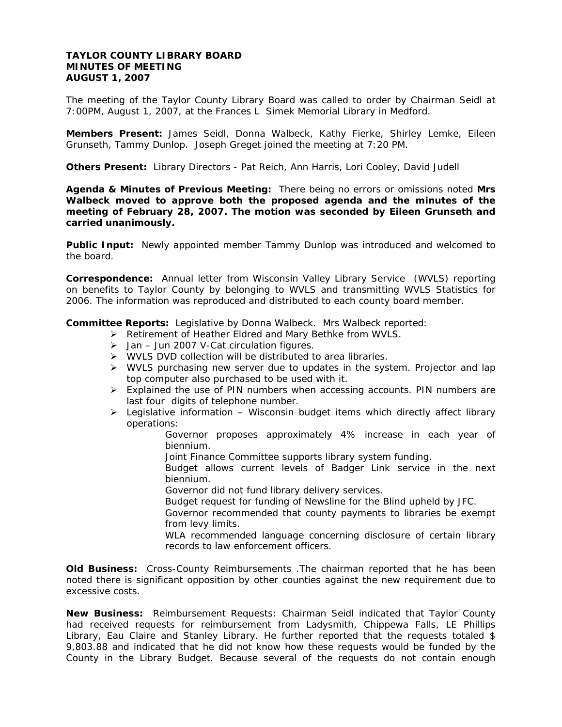**TAYLOR COUNTY LIBRARY BOARD**
**MINUTES OF MEETING**
**AUGUST 1, 2007**

The meeting of the Taylor County Library Board was called to order by Chairman Seidl at 7:00PM, August 1, 2007, at the Frances L Simek Memorial Library in Medford.

**Members Present:** James Seidl, Donna Walbeck, Kathy Fierke, Shirley Lemke, Eileen Grunseth, Tammy Dunlop. Joseph Greget joined the meeting at 7:20 PM.

**Others Present:** Library Directors - Pat Reich, Ann Harris, Lori Cooley, David Judell

**Agenda & Minutes of Previous Meeting:** There being no errors or omissions noted **Mrs Walbeck moved to approve both the proposed agenda and the minutes of the meeting of February 28, 2007. The motion was seconded by Eileen Grunseth and carried unanimously.**

**Public Input:** Newly appointed member Tammy Dunlop was introduced and welcomed to the board.

**Correspondence:** Annual letter from Wisconsin Valley Library Service (WVLS) reporting on benefits to Taylor County by belonging to WVLS and transmitting WVLS Statistics for 2006. The information was reproduced and distributed to each county board member.

**Committee Reports:** Legislative by Donna Walbeck. Mrs Walbeck reported:

- Retirement of Heather Eldred and Mary Bethke from WVLS.
- Jan – Jun 2007 V-Cat circulation figures.
- WVLS DVD collection will be distributed to area libraries.
- WVLS purchasing new server due to updates in the system. Projector and lap top computer also purchased to be used with it.
- Explained the use of PIN numbers when accessing accounts. PIN numbers are last four digits of telephone number.
- Legislative information – Wisconsin budget items which directly affect library operations:

  Governor proposes approximately 4% increase in each year of biennium.

  Joint Finance Committee supports library system funding.

  Budget allows current levels of Badger Link service in the next biennium.

  Governor did not fund library delivery services.

  Budget request for funding of Newsline for the Blind upheld by JFC.

  Governor recommended that county payments to libraries be exempt from levy limits.

  WLA recommended language concerning disclosure of certain library records to law enforcement officers.

**Old Business:** Cross-County Reimbursements .The chairman reported that he has been noted there is significant opposition by other counties against the new requirement due to excessive costs.

**New Business:** Reimbursement Requests: Chairman Seidl indicated that Taylor County had received requests for reimbursement from Ladysmith, Chippewa Falls, LE Phillips Library, Eau Claire and Stanley Library. He further reported that the requests totaled $ 9,803.88 and indicated that he did not know how these requests would be funded by the County in the Library Budget. Because several of the requests do not contain enough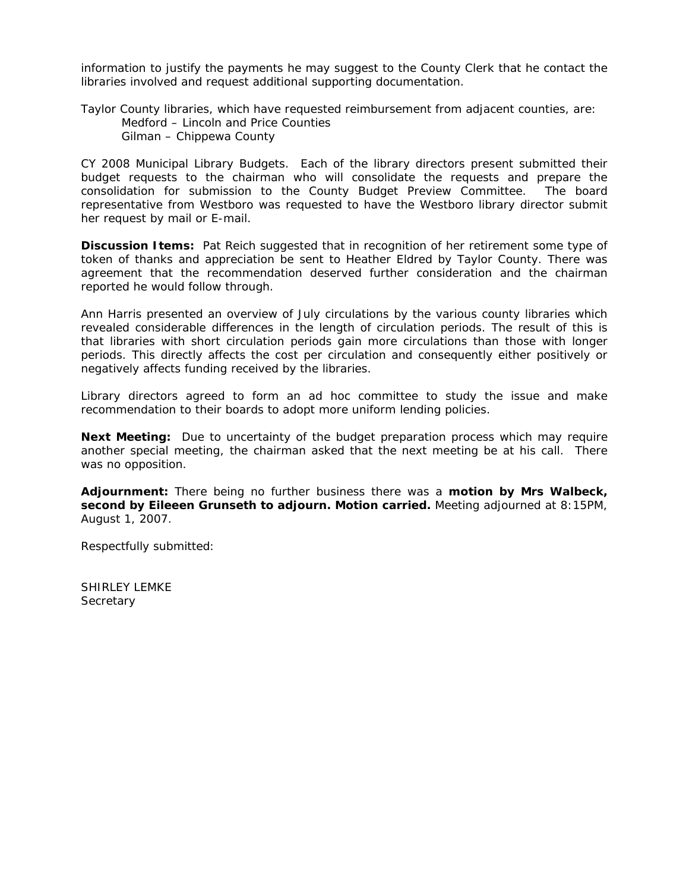information to justify the payments he may suggest to the County Clerk that he contact the libraries involved and request additional supporting documentation.

Taylor County libraries, which have requested reimbursement from adjacent counties, are:
    Medford – Lincoln and Price Counties
    Gilman – Chippewa County

CY 2008 Municipal Library Budgets. Each of the library directors present submitted their budget requests to the chairman who will consolidate the requests and prepare the consolidation for submission to the County Budget Preview Committee. The board representative from Westboro was requested to have the Westboro library director submit her request by mail or E-mail.

**Discussion Items:** Pat Reich suggested that in recognition of her retirement some type of token of thanks and appreciation be sent to Heather Eldred by Taylor County. There was agreement that the recommendation deserved further consideration and the chairman reported he would follow through.

Ann Harris presented an overview of July circulations by the various county libraries which revealed considerable differences in the length of circulation periods. The result of this is that libraries with short circulation periods gain more circulations than those with longer periods. This directly affects the cost per circulation and consequently either positively or negatively affects funding received by the libraries.

Library directors agreed to form an ad hoc committee to study the issue and make recommendation to their boards to adopt more uniform lending policies.

**Next Meeting:** Due to uncertainty of the budget preparation process which may require another special meeting, the chairman asked that the next meeting be at his call. There was no opposition.

**Adjournment:** There being no further business there was a **motion by Mrs Walbeck, second by Eileeen Grunseth to adjourn. Motion carried.** Meeting adjourned at 8:15PM, August 1, 2007.

Respectfully submitted:

SHIRLEY LEMKE
Secretary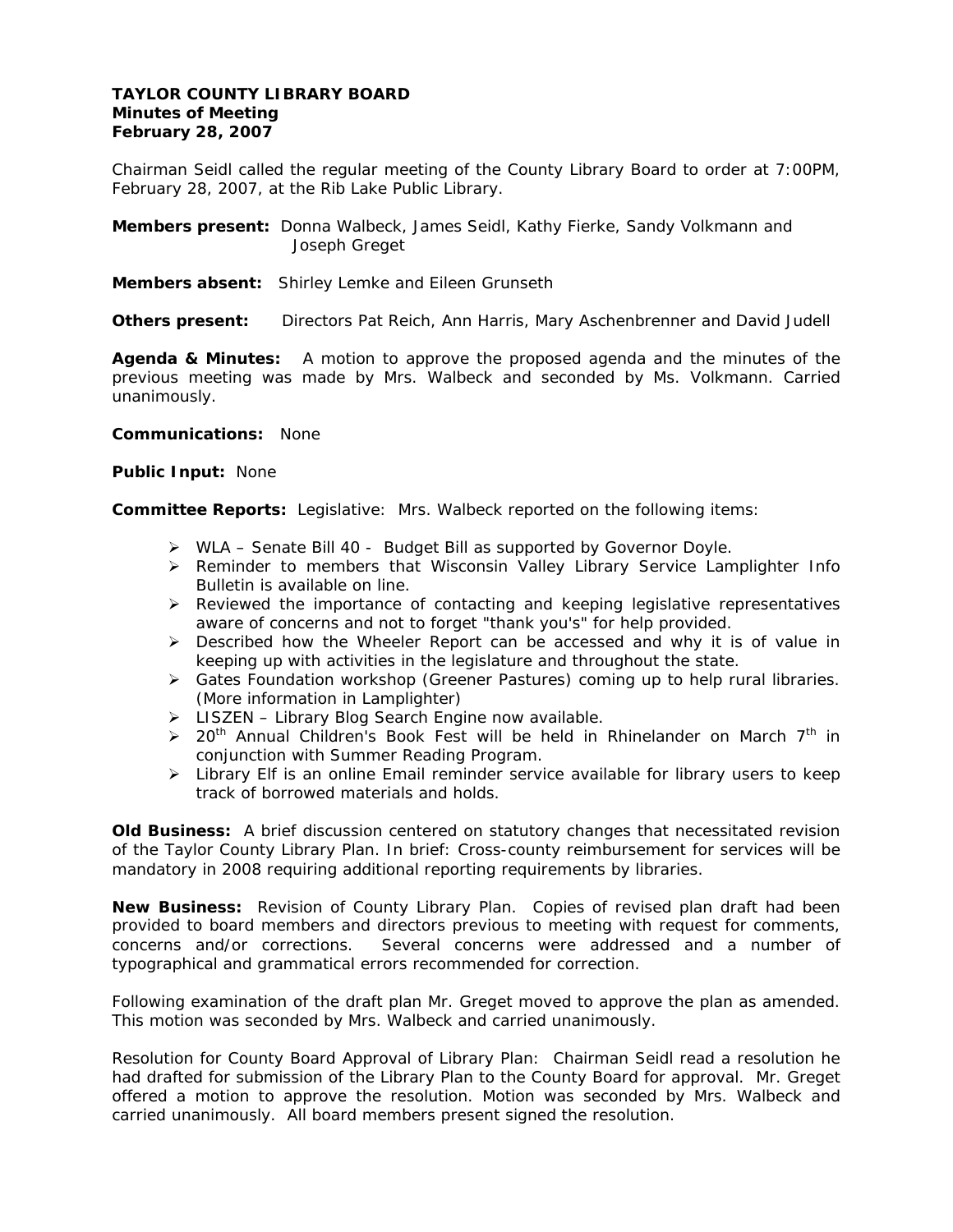**TAYLOR COUNTY LIBRARY BOARD**
**Minutes of Meeting**
**February 28, 2007**

Chairman Seidl called the regular meeting of the County Library Board to order at 7:00PM, February 28, 2007, at the Rib Lake Public Library.

**Members present:** Donna Walbeck, James Seidl, Kathy Fierke, Sandy Volkmann and Joseph Greget

**Members absent:** Shirley Lemke and Eileen Grunseth

**Others present:** Directors Pat Reich, Ann Harris, Mary Aschenbrenner and David Judell

**Agenda & Minutes:** A motion to approve the proposed agenda and the minutes of the previous meeting was made by Mrs. Walbeck and seconded by Ms. Volkmann. Carried unanimously.

**Communications:** None

**Public Input:** None

**Committee Reports:** Legislative: Mrs. Walbeck reported on the following items:

- WLA – Senate Bill 40 - Budget Bill as supported by Governor Doyle.
- Reminder to members that Wisconsin Valley Library Service Lamplighter Info Bulletin is available on line.
- Reviewed the importance of contacting and keeping legislative representatives aware of concerns and not to forget "thank you's" for help provided.
- Described how the Wheeler Report can be accessed and why it is of value in keeping up with activities in the legislature and throughout the state.
- Gates Foundation workshop (Greener Pastures) coming up to help rural libraries. (More information in Lamplighter)
- LISZEN – Library Blog Search Engine now available.
- 20th Annual Children's Book Fest will be held in Rhinelander on March 7th in conjunction with Summer Reading Program.
- Library Elf is an online Email reminder service available for library users to keep track of borrowed materials and holds.

**Old Business:** A brief discussion centered on statutory changes that necessitated revision of the Taylor County Library Plan. In brief: Cross-county reimbursement for services will be mandatory in 2008 requiring additional reporting requirements by libraries.

**New Business:** Revision of County Library Plan. Copies of revised plan draft had been provided to board members and directors previous to meeting with request for comments, concerns and/or corrections. Several concerns were addressed and a number of typographical and grammatical errors recommended for correction.

Following examination of the draft plan Mr. Greget moved to approve the plan as amended. This motion was seconded by Mrs. Walbeck and carried unanimously.

Resolution for County Board Approval of Library Plan: Chairman Seidl read a resolution he had drafted for submission of the Library Plan to the County Board for approval. Mr. Greget offered a motion to approve the resolution. Motion was seconded by Mrs. Walbeck and carried unanimously. All board members present signed the resolution.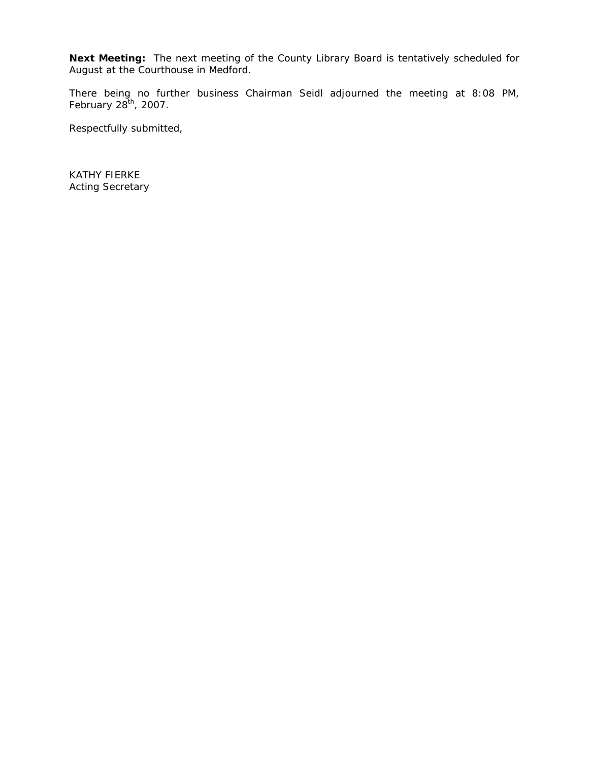**Next Meeting:** The next meeting of the County Library Board is tentatively scheduled for August at the Courthouse in Medford.

There being no further business Chairman Seidl adjourned the meeting at 8:08 PM, February 28th, 2007.

Respectfully submitted,

KATHY FIERKE
Acting Secretary